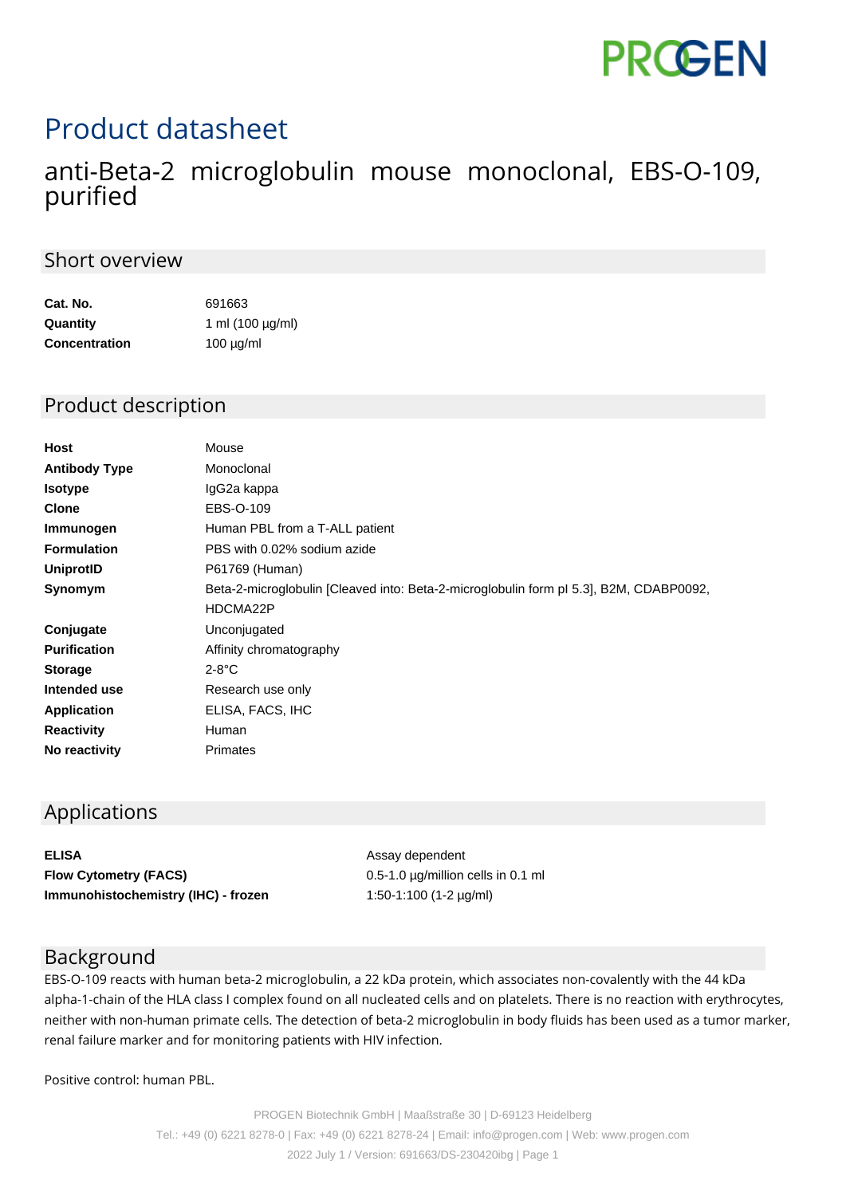PROGEN

# Product datasheet

## anti-Beta-2 microglobulin mouse monoclonal, EBS-O-109, purified

### Short overview

| | |
|---|---|
| **Cat. No.** | 691663 |
| **Quantity** | 1 ml (100 µg/ml) |
| **Concentration** | 100 µg/ml |

### Product description

| | |
|---|---|
| **Host** | Mouse |
| **Antibody Type** | Monoclonal |
| **Isotype** | IgG2a kappa |
| **Clone** | EBS-O-109 |
| **Immunogen** | Human PBL from a T-ALL patient |
| **Formulation** | PBS with 0.02% sodium azide |
| **UniprotID** | P61769 (Human) |
| **Synomym** | Beta-2-microglobulin [Cleaved into: Beta-2-microglobulin form pI 5.3], B2M, CDABP0092, HDCMA22P |
| **Conjugate** | Unconjugated |
| **Purification** | Affinity chromatography |
| **Storage** | 2-8°C |
| **Intended use** | Research use only |
| **Application** | ELISA, FACS, IHC |
| **Reactivity** | Human |
| **No reactivity** | Primates |

### Applications

| | |
|---|---|
| **ELISA** | Assay dependent |
| **Flow Cytometry (FACS)** | 0.5-1.0 µg/million cells in 0.1 ml |
| **Immunohistochemistry (IHC) - frozen** | 1:50-1:100 (1-2 µg/ml) |

### Background

EBS-O-109 reacts with human beta-2 microglobulin, a 22 kDa protein, which associates non-covalently with the 44 kDa alpha-1-chain of the HLA class I complex found on all nucleated cells and on platelets. There is no reaction with erythrocytes, neither with non-human primate cells. The detection of beta-2 microglobulin in body fluids has been used as a tumor marker, renal failure marker and for monitoring patients with HIV infection.

Positive control: human PBL.

PROGEN Biotechnik GmbH | Maaßstraße 30 | D-69123 Heidelberg
Tel.: +49 (0) 6221 8278-0 | Fax: +49 (0) 6221 8278-24 | Email: info@progen.com | Web: www.progen.com
2022 July 1 / Version: 691663/DS-230420ibg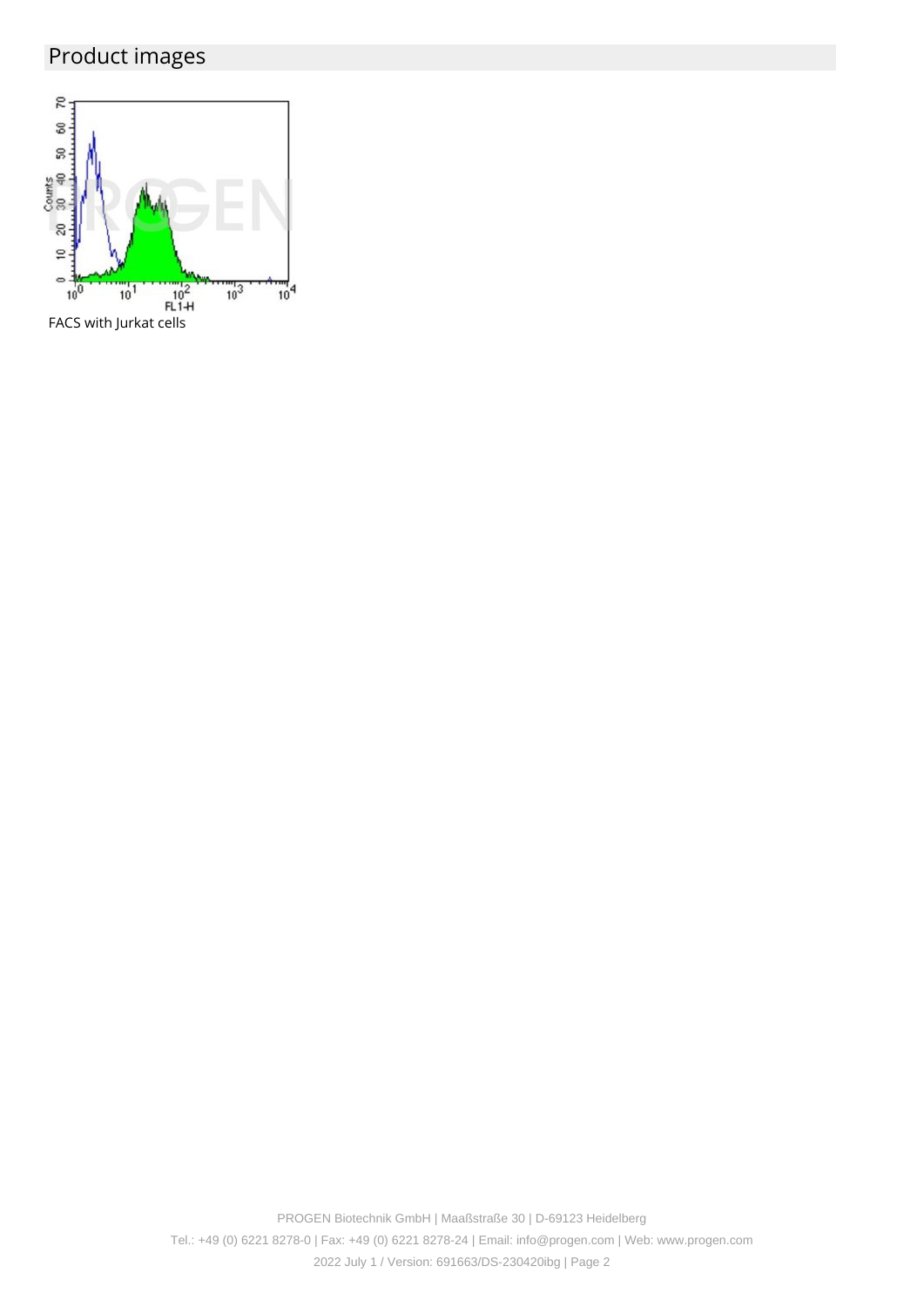## Product images

Counts

0
10
20
30
40
50
60
70

$10^0$
$10^1$
$10^2$
$10^3$
$10^4$

FL1-H

FACS with Jurkat cells